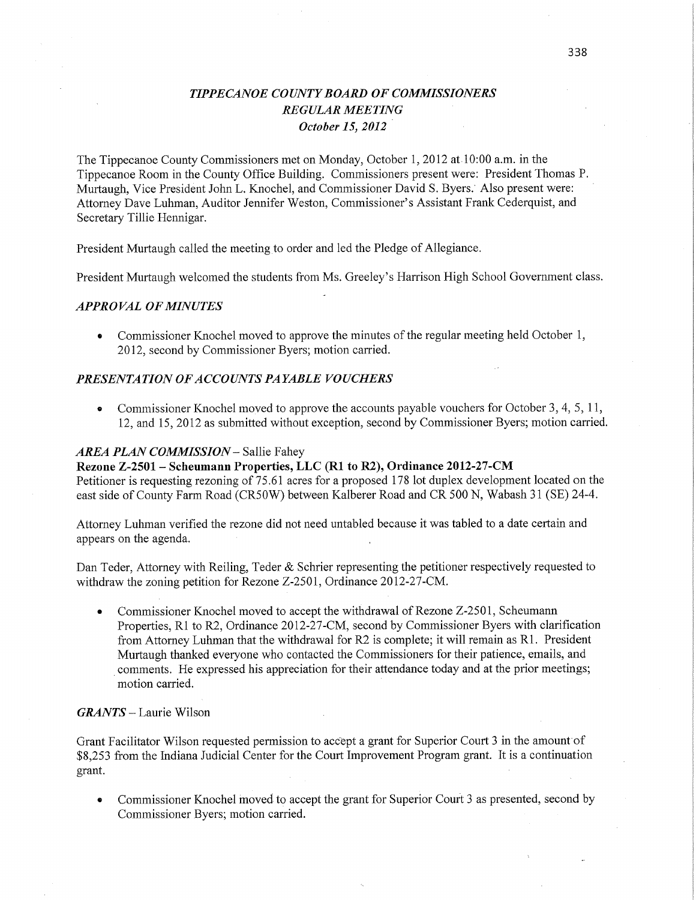# *TIPPECANOE COUNTY BOARD OF COMMISSIONERS*
## *REGULAR MEETING*
### *October 15, 2012*

The Tippecanoe County Commissioners met on Monday, October 1, 2012 at 10:00 a.m. in the Tippecanoe Room in the County Office Building. Commissioners present were: President Thomas P. Murtaugh, Vice President John L. Knochel, and Commissioner David S. Byers. Also present were: Attorney Dave Luhman, Auditor Jennifer Weston, Commissioner's Assistant Frank Cederquist, and Secretary Tillie Hennigar.

President Murtaugh called the meeting to order and led the Pledge of Allegiance.

President Murtaugh welcomed the students from Ms. Greeley's Harrison High School Government class.

### *APPROVAL OF MINUTES*

- Commissioner Knochel moved to approve the minutes of the regular meeting held October 1, 2012, second by Commissioner Byers; motion carried.

### *PRESENTATION OF ACCOUNTS PAYABLE VOUCHERS*

- Commissioner Knochel moved to approve the accounts payable vouchers for October 3, 4, 5, 11, 12, and 15, 2012 as submitted without exception, second by Commissioner Byers; motion carried.

### *AREA PLAN COMMISSION* – Sallie Fahey

**Rezone Z-2501 – Scheumann Properties, LLC (R1 to R2), Ordinance 2012-27-CM**

Petitioner is requesting rezoning of 75.61 acres for a proposed 178 lot duplex development located on the east side of County Farm Road (CR50W) between Kalberer Road and CR 500 N, Wabash 31 (SE) 24-4.

Attorney Luhman verified the rezone did not need untabled because it was tabled to a date certain and appears on the agenda.

Dan Teder, Attorney with Reiling, Teder & Schrier representing the petitioner respectively requested to withdraw the zoning petition for Rezone Z-2501, Ordinance 2012-27-CM.

- Commissioner Knochel moved to accept the withdrawal of Rezone Z-2501, Scheumann Properties, R1 to R2, Ordinance 2012-27-CM, second by Commissioner Byers with clarification from Attorney Luhman that the withdrawal for R2 is complete; it will remain as R1. President Murtaugh thanked everyone who contacted the Commissioners for their patience, emails, and comments. He expressed his appreciation for their attendance today and at the prior meetings; motion carried.

### *GRANTS* – Laurie Wilson

Grant Facilitator Wilson requested permission to accept a grant for Superior Court 3 in the amount of $8,253 from the Indiana Judicial Center for the Court Improvement Program grant. It is a continuation grant.

- Commissioner Knochel moved to accept the grant for Superior Court 3 as presented, second by Commissioner Byers; motion carried.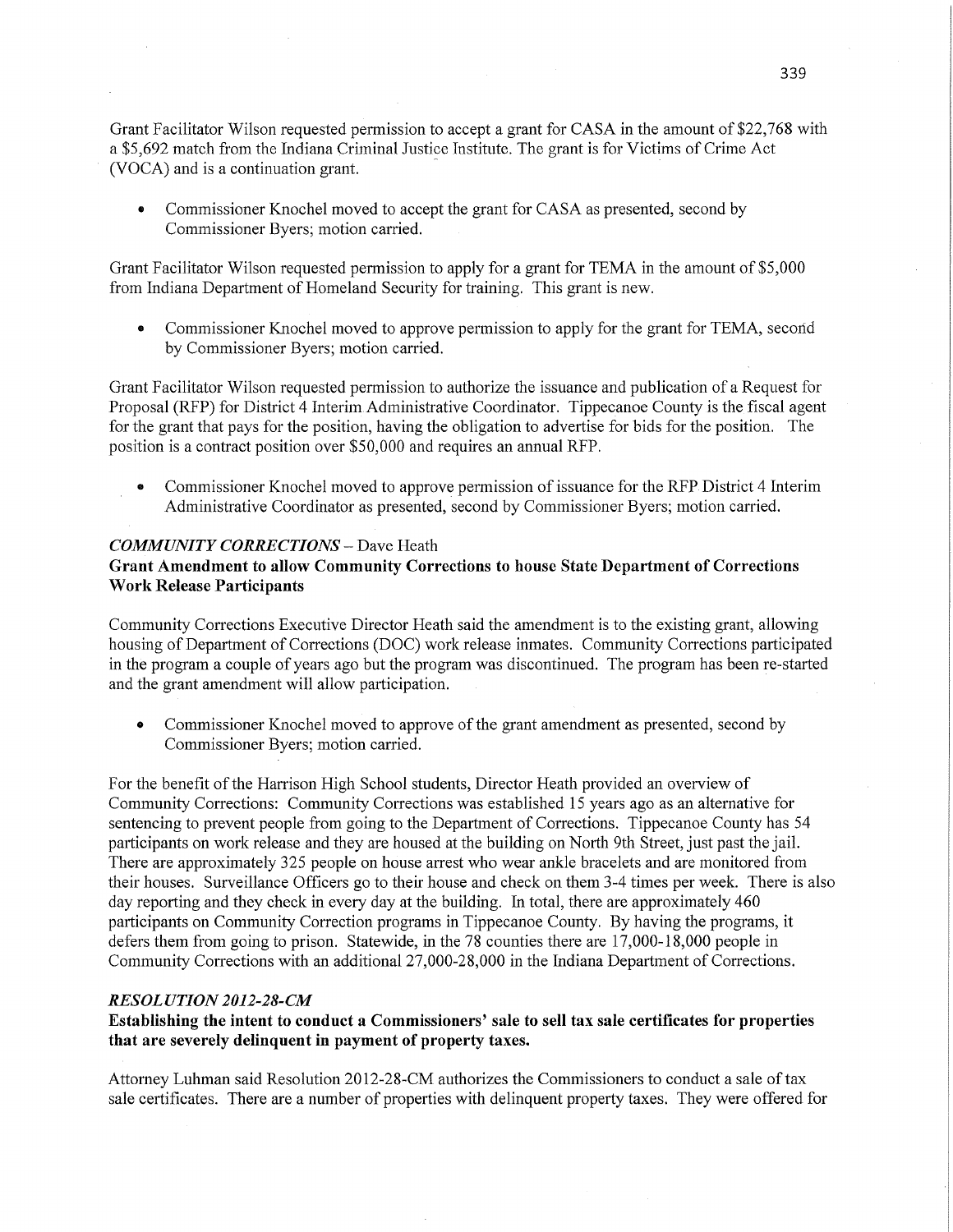Grant Facilitator Wilson requested permission to accept a grant for CASA in the amount of $22,768 with a $5,692 match from the Indiana Criminal Justice Institute. The grant is for Victims of Crime Act (VOCA) and is a continuation grant.

- Commissioner Knochel moved to accept the grant for CASA as presented, second by Commissioner Byers; motion carried.

Grant Facilitator Wilson requested permission to apply for a grant for TEMA in the amount of $5,000 from Indiana Department of Homeland Security for training. This grant is new.

- Commissioner Knochel moved to approve permission to apply for the grant for TEMA, second by Commissioner Byers; motion carried.

Grant Facilitator Wilson requested permission to authorize the issuance and publication of a Request for Proposal (RFP) for District 4 Interim Administrative Coordinator. Tippecanoe County is the fiscal agent for the grant that pays for the position, having the obligation to advertise for bids for the position. The position is a contract position over $50,000 and requires an annual RFP.

- Commissioner Knochel moved to approve permission of issuance for the RFP District 4 Interim Administrative Coordinator as presented, second by Commissioner Byers; motion carried.

### *COMMUNITY CORRECTIONS* – Dave Heath

**Grant Amendment to allow Community Corrections to house State Department of Corrections Work Release Participants**

Community Corrections Executive Director Heath said the amendment is to the existing grant, allowing housing of Department of Corrections (DOC) work release inmates. Community Corrections participated in the program a couple of years ago but the program was discontinued. The program has been re-started and the grant amendment will allow participation.

- Commissioner Knochel moved to approve of the grant amendment as presented, second by Commissioner Byers; motion carried.

For the benefit of the Harrison High School students, Director Heath provided an overview of Community Corrections: Community Corrections was established 15 years ago as an alternative for sentencing to prevent people from going to the Department of Corrections. Tippecanoe County has 54 participants on work release and they are housed at the building on North 9th Street, just past the jail. There are approximately 325 people on house arrest who wear ankle bracelets and are monitored from their houses. Surveillance Officers go to their house and check on them 3-4 times per week. There is also day reporting and they check in every day at the building. In total, there are approximately 460 participants on Community Correction programs in Tippecanoe County. By having the programs, it defers them from going to prison. Statewide, in the 78 counties there are 17,000-18,000 people in Community Corrections with an additional 27,000-28,000 in the Indiana Department of Corrections.

### *RESOLUTION 2012-28-CM*

**Establishing the intent to conduct a Commissioners' sale to sell tax sale certificates for properties that are severely delinquent in payment of property taxes.**

Attorney Luhman said Resolution 2012-28-CM authorizes the Commissioners to conduct a sale of tax sale certificates. There are a number of properties with delinquent property taxes. They were offered for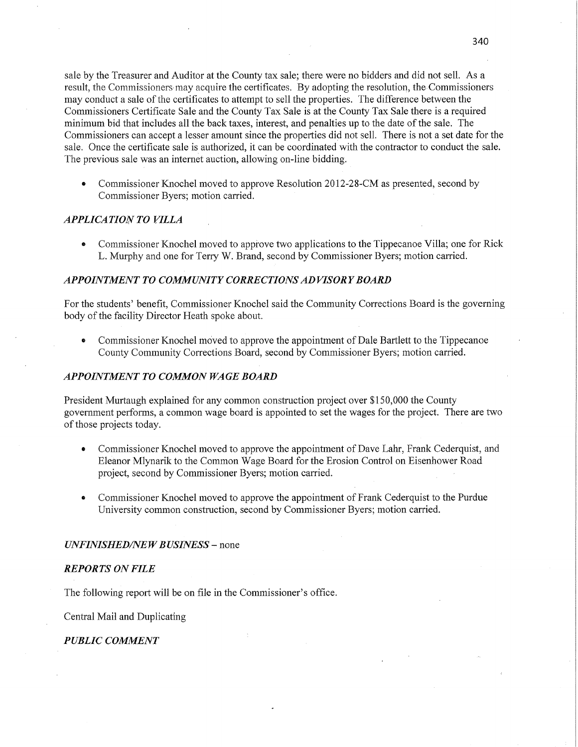sale by the Treasurer and Auditor at the County tax sale; there were no bidders and did not sell. As a result, the Commissioners may acquire the certificates. By adopting the resolution, the Commissioners may conduct a sale of the certificates to attempt to sell the properties. The difference between the Commissioners Certificate Sale and the County Tax Sale is at the County Tax Sale there is a required minimum bid that includes all the back taxes, interest, and penalties up to the date of the sale. The Commissioners can accept a lesser amount since the properties did not sell. There is not a set date for the sale. Once the certificate sale is authorized, it can be coordinated with the contractor to conduct the sale. The previous sale was an internet auction, allowing on-line bidding.

- Commissioner Knochel moved to approve Resolution 2012-28-CM as presented, second by Commissioner Byers; motion carried.

### *APPLICATION TO VILLA*

- Commissioner Knochel moved to approve two applications to the Tippecanoe Villa; one for Rick L. Murphy and one for Terry W. Brand, second by Commissioner Byers; motion carried.

### *APPOINTMENT TO COMMUNITY CORRECTIONS ADVISORY BOARD*

For the students' benefit, Commissioner Knochel said the Community Corrections Board is the governing body of the facility Director Heath spoke about.

- Commissioner Knochel moved to approve the appointment of Dale Bartlett to the Tippecanoe County Community Corrections Board, second by Commissioner Byers; motion carried.

### *APPOINTMENT TO COMMON WAGE BOARD*

President Murtaugh explained for any common construction project over $150,000 the County government performs, a common wage board is appointed to set the wages for the project. There are two of those projects today.

- Commissioner Knochel moved to approve the appointment of Dave Lahr, Frank Cederquist, and Eleanor Mlynarik to the Common Wage Board for the Erosion Control on Eisenhower Road project, second by Commissioner Byers; motion carried.
- Commissioner Knochel moved to approve the appointment of Frank Cederquist to the Purdue University common construction, second by Commissioner Byers; motion carried.

### *UNFINISHED/NEW BUSINESS* – none

### *REPORTS ON FILE*

The following report will be on file in the Commissioner's office.

Central Mail and Duplicating

### *PUBLIC COMMENT*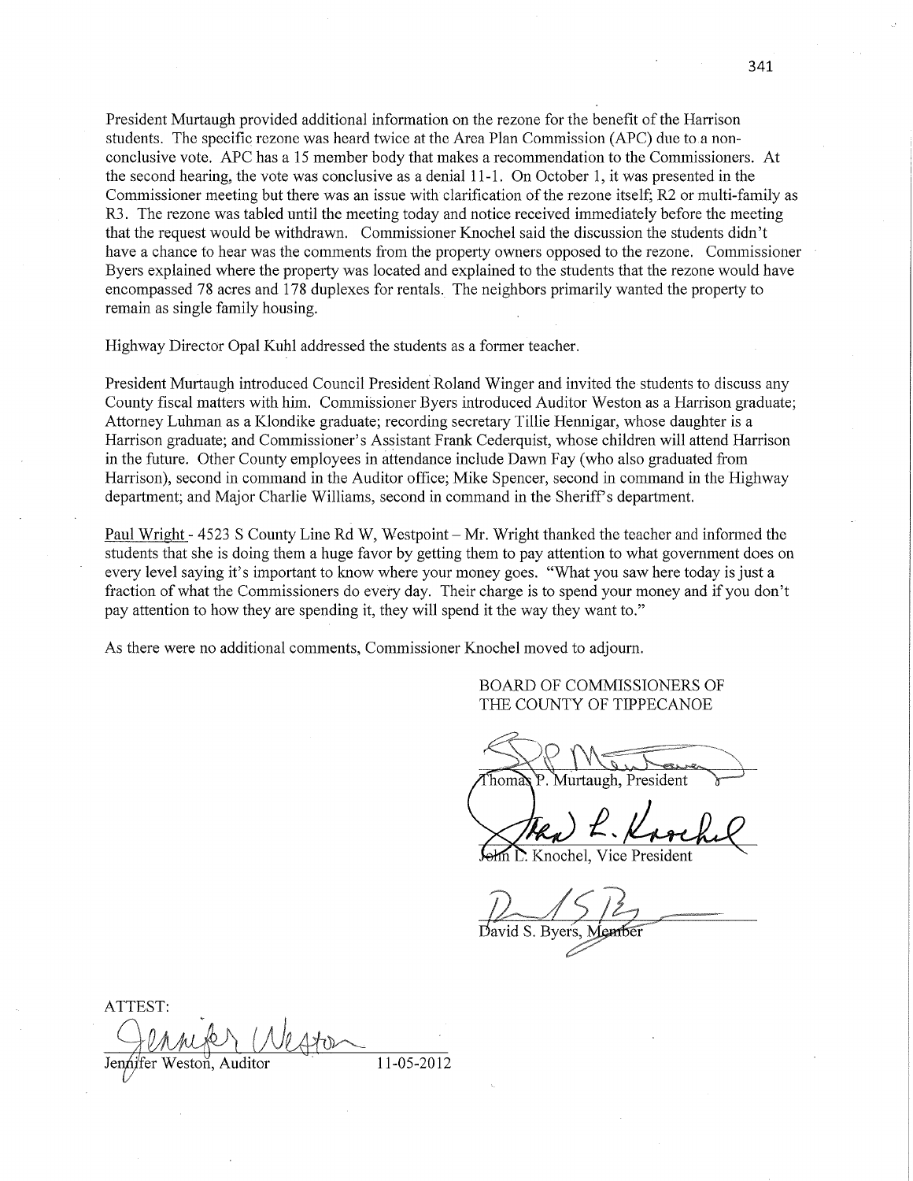President Murtaugh provided additional information on the rezone for the benefit of the Harrison students. The specific rezone was heard twice at the Area Plan Commission (APC) due to a non-conclusive vote. APC has a 15 member body that makes a recommendation to the Commissioners. At the second hearing, the vote was conclusive as a denial 11-1. On October 1, it was presented in the Commissioner meeting but there was an issue with clarification of the rezone itself; R2 or multi-family as R3. The rezone was tabled until the meeting today and notice received immediately before the meeting that the request would be withdrawn. Commissioner Knochel said the discussion the students didn't have a chance to hear was the comments from the property owners opposed to the rezone. Commissioner Byers explained where the property was located and explained to the students that the rezone would have encompassed 78 acres and 178 duplexes for rentals. The neighbors primarily wanted the property to remain as single family housing.

Highway Director Opal Kuhl addressed the students as a former teacher.

President Murtaugh introduced Council President Roland Winger and invited the students to discuss any County fiscal matters with him. Commissioner Byers introduced Auditor Weston as a Harrison graduate; Attorney Luhman as a Klondike graduate; recording secretary Tillie Hennigar, whose daughter is a Harrison graduate; and Commissioner's Assistant Frank Cederquist, whose children will attend Harrison in the future. Other County employees in attendance include Dawn Fay (who also graduated from Harrison), second in command in the Auditor office; Mike Spencer, second in command in the Highway department; and Major Charlie Williams, second in command in the Sheriff's department.

Paul Wright - 4523 S County Line Rd W, Westpoint – Mr. Wright thanked the teacher and informed the students that she is doing them a huge favor by getting them to pay attention to what government does on every level saying it's important to know where your money goes. "What you saw here today is just a fraction of what the Commissioners do every day. Their charge is to spend your money and if you don't pay attention to how they are spending it, they will spend it the way they want to."

As there were no additional comments, Commissioner Knochel moved to adjourn.

BOARD OF COMMISSIONERS OF
THE COUNTY OF TIPPECANOE

Thomas P. Murtaugh, President

John L. Knochel, Vice President

David S. Byers, Member

ATTEST:

Jennifer Weston, Auditor 11-05-2012